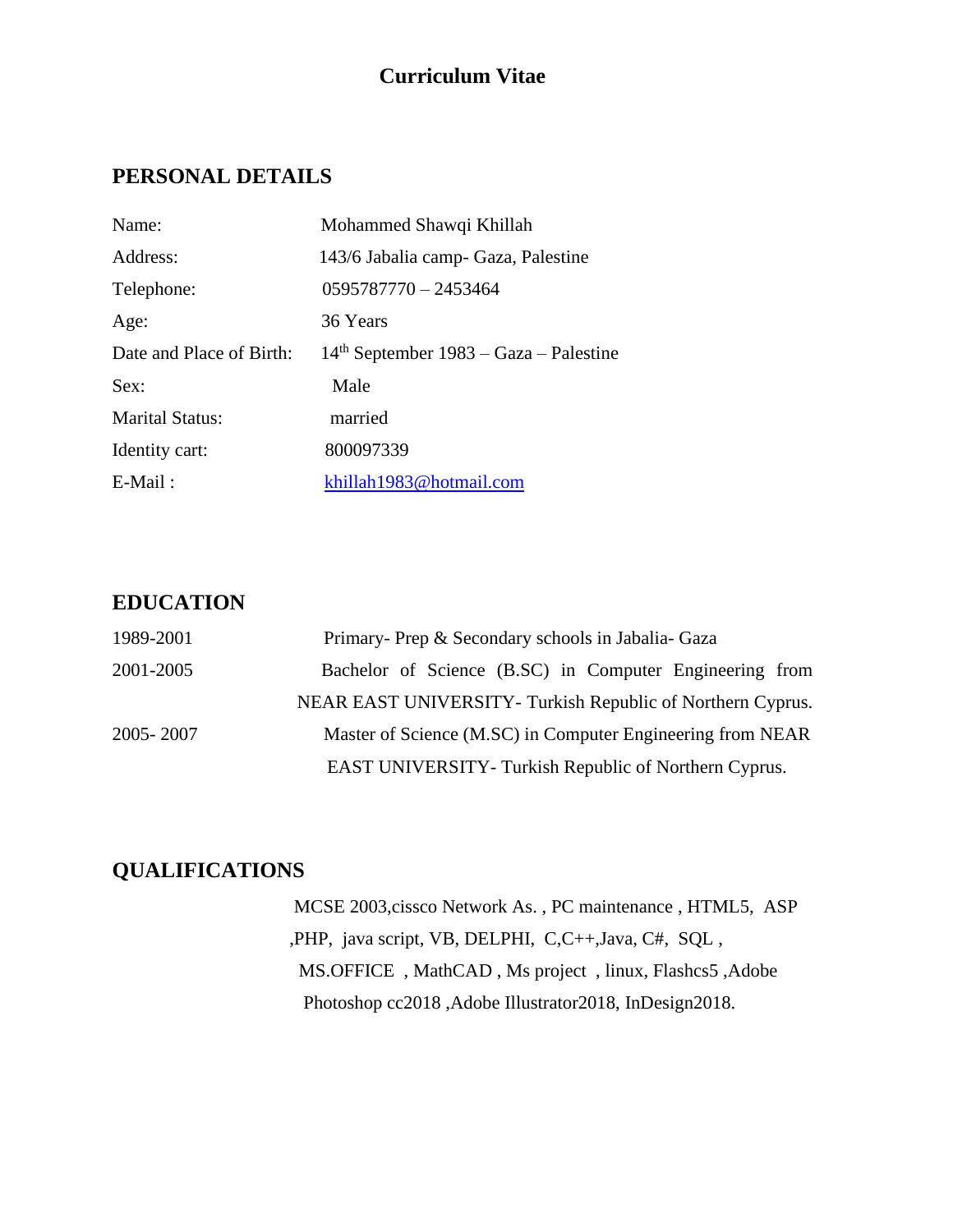# Curriculum Vitae

## PERSONAL DETAILS

| | |
|---|---|
| Name: | Mohammed Shawqi Khillah |
| Address: | 143/6 Jabalia camp- Gaza, Palestine |
| Telephone: | 0595787770 – 2453464 |
| Age: | 36 Years |
| Date and Place of Birth: | 14th September 1983 – Gaza – Palestine |
| Sex: | Male |
| Marital Status: | married |
| Identity cart: | 800097339 |
| E-Mail : | khillah1983@hotmail.com |

## EDUCATION

| | |
|---|---|
| 1989-2001 | Primary- Prep & Secondary schools in Jabalia- Gaza |
| 2001-2005 | Bachelor of Science (B.SC) in Computer Engineering from NEAR EAST UNIVERSITY- Turkish Republic of Northern Cyprus. |
| 2005- 2007 | Master of Science (M.SC) in Computer Engineering from NEAR EAST UNIVERSITY- Turkish Republic of Northern Cyprus. |

## QUALIFICATIONS

MCSE 2003,cissco Network As. , PC maintenance , HTML5, ASP ,PHP, java script, VB, DELPHI, C,C++,Java, C#, SQL , MS.OFFICE , MathCAD , Ms project , linux, Flashcs5 ,Adobe Photoshop cc2018 ,Adobe Illustrator2018, InDesign2018.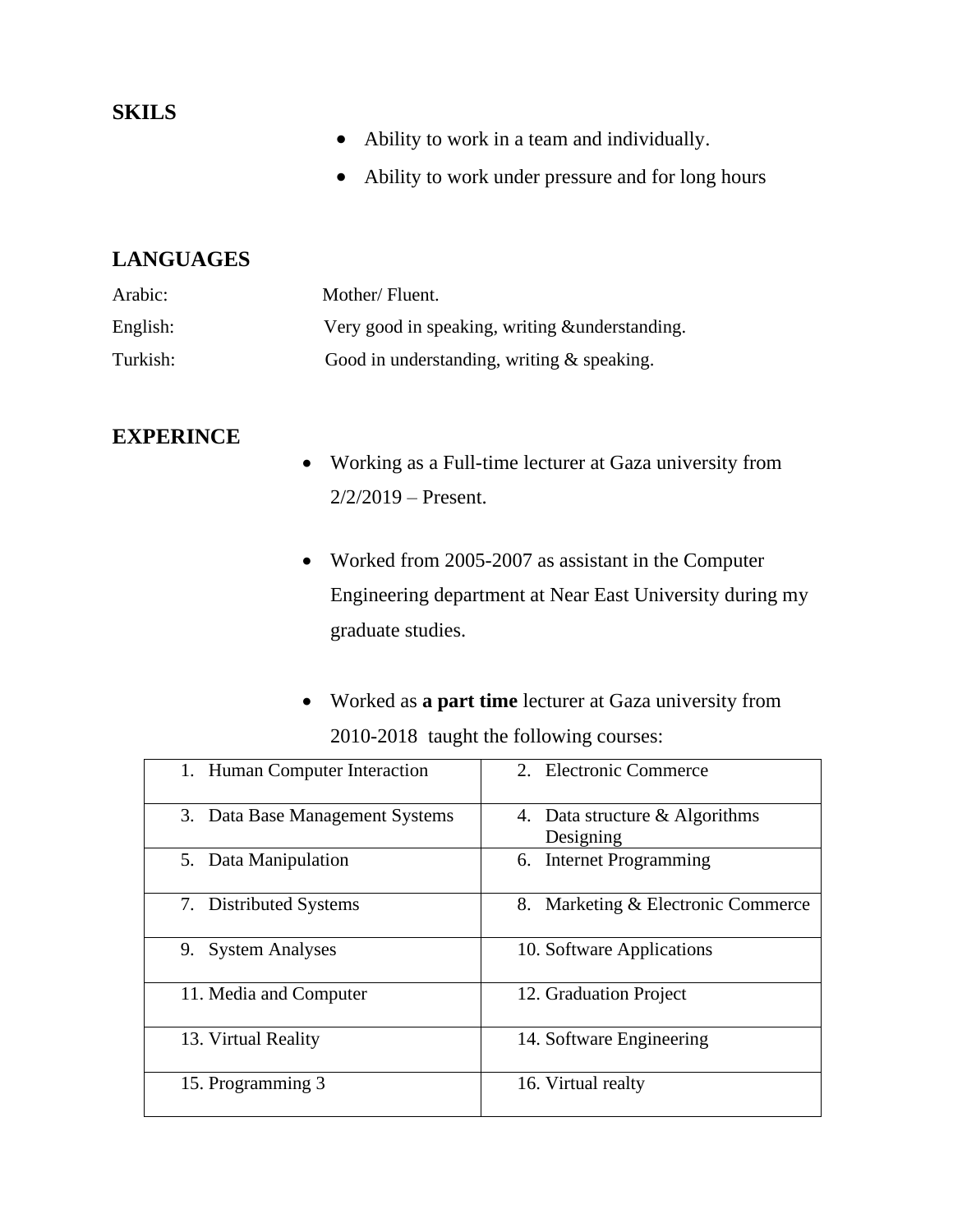## SKILS

- Ability to work in a team and individually.
- Ability to work under pressure and for long hours

## LANGUAGES

Arabic: Mother/ Fluent.

English: Very good in speaking, writing &understanding.

Turkish: Good in understanding, writing & speaking.

## EXPERINCE

- Working as a Full-time lecturer at Gaza university from 2/2/2019 – Present.
- Worked from 2005-2007 as assistant in the Computer Engineering department at Near East University during my graduate studies.
- Worked as **a part time** lecturer at Gaza university from 2010-2018 taught the following courses:

| | |
|---|---|
| 1. Human Computer Interaction | 2. Electronic Commerce |
| 3. Data Base Management Systems | 4. Data structure & Algorithms Designing |
| 5. Data Manipulation | 6. Internet Programming |
| 7. Distributed Systems | 8. Marketing & Electronic Commerce |
| 9. System Analyses | 10. Software Applications |
| 11. Media and Computer | 12. Graduation Project |
| 13. Virtual Reality | 14. Software Engineering |
| 15. Programming 3 | 16. Virtual realty |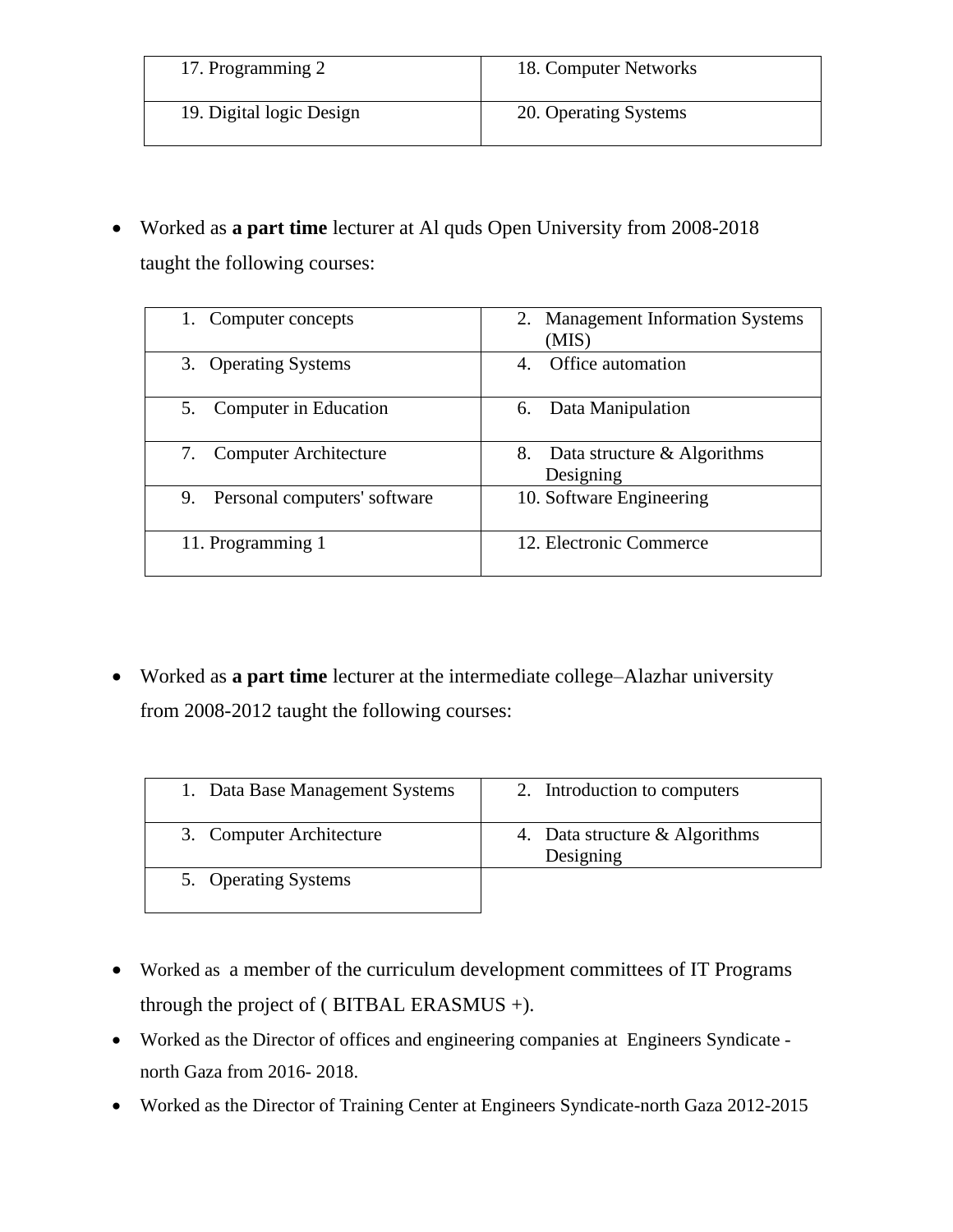| 17. Programming 2 | 18. Computer Networks |
| --- | --- |
| 19. Digital logic Design | 20. Operating Systems |

- Worked as **a part time** lecturer at Al quds Open University from 2008-2018 taught the following courses:

| 1. Computer concepts | 2. Management Information Systems (MIS) |
| --- | --- |
| 3. Operating Systems | 4. Office automation |
| 5. Computer in Education | 6. Data Manipulation |
| 7. Computer Architecture | 8. Data structure & Algorithms Designing |
| 9. Personal computers' software | 10. Software Engineering |
| 11. Programming 1 | 12. Electronic Commerce |

- Worked as **a part time** lecturer at the intermediate college–Alazhar university from 2008-2012 taught the following courses:

| 1. Data Base Management Systems | 2. Introduction to computers |
| --- | --- |
| 3. Computer Architecture | 4. Data structure & Algorithms Designing |
| 5. Operating Systems | |

- Worked as a member of the curriculum development committees of IT Programs through the project of ( BITBAL ERASMUS +).
- Worked as the Director of offices and engineering companies at Engineers Syndicate - north Gaza from 2016- 2018.
- Worked as the Director of Training Center at Engineers Syndicate-north Gaza 2012-2015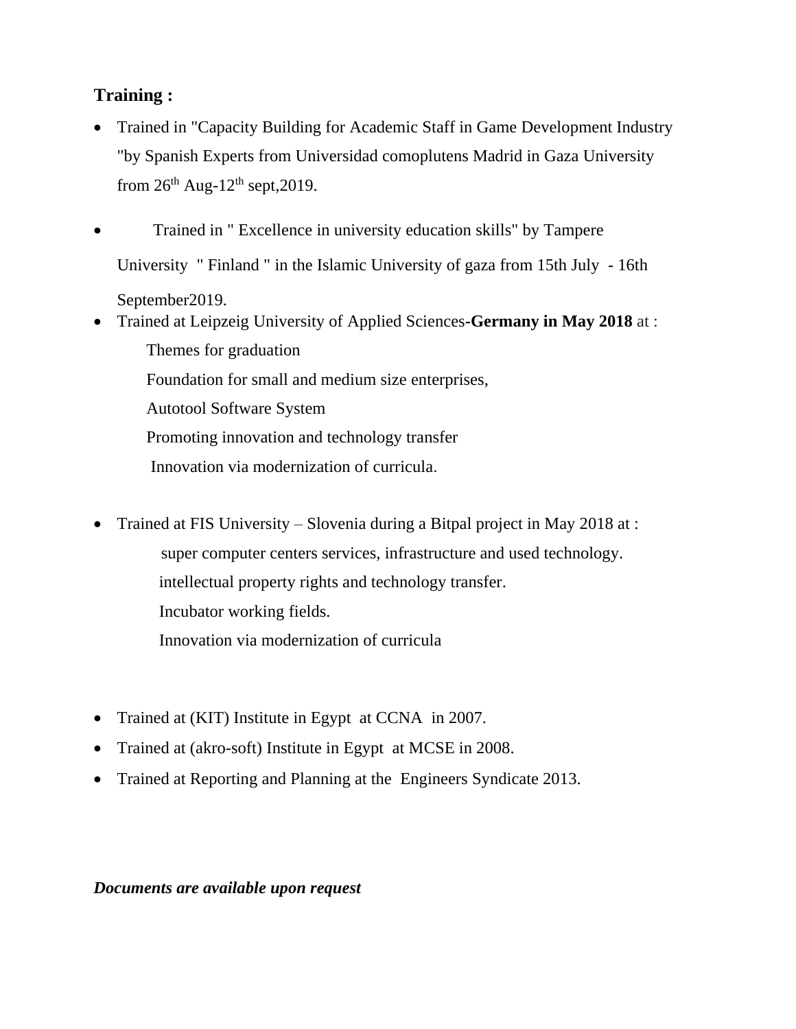### Training :

- Trained in "Capacity Building for Academic Staff in Game Development Industry "by Spanish Experts from Universidad comoplutens Madrid in Gaza University from 26th Aug-12th sept,2019.
- Trained in " Excellence in university education skills" by Tampere University " Finland " in the Islamic University of gaza from 15th July - 16th September2019.
- Trained at Leipzeig University of Applied Sciences-**Germany in May 2018** at :
  - Themes for graduation
  - Foundation for small and medium size enterprises,
  - Autotool Software System
  - Promoting innovation and technology transfer
  - Innovation via modernization of curricula.
- Trained at FIS University – Slovenia during a Bitpal project in May 2018 at :
  - super computer centers services, infrastructure and used technology.
  - intellectual property rights and technology transfer.
  - Incubator working fields.
  - Innovation via modernization of curricula
- Trained at (KIT) Institute in Egypt at CCNA in 2007.
- Trained at (akro-soft) Institute in Egypt at MCSE in 2008.
- Trained at Reporting and Planning at the Engineers Syndicate 2013.

***Documents are available upon request***